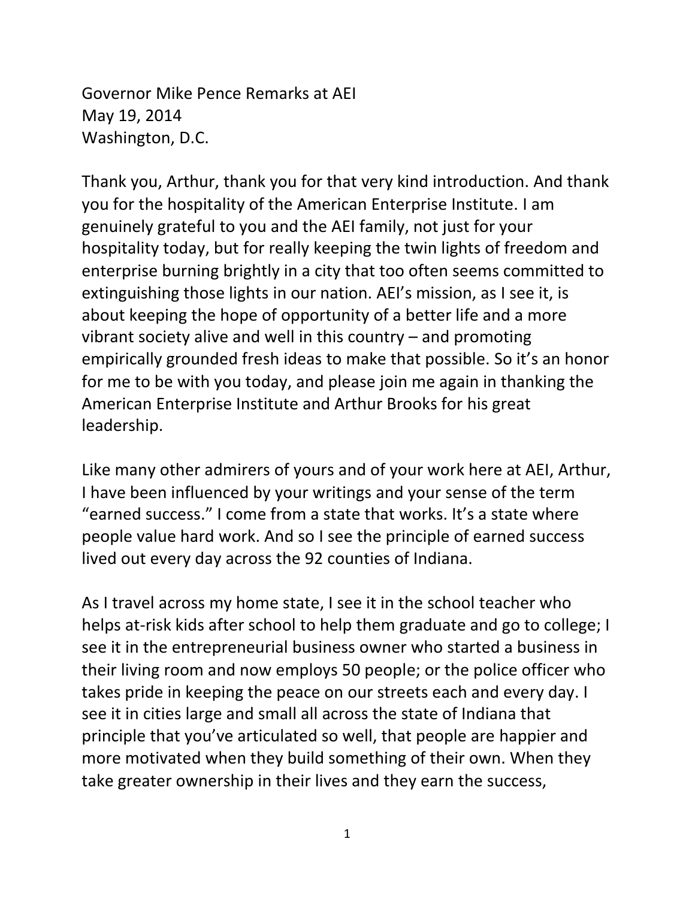Governor Mike Pence Remarks at AEI
May 19, 2014
Washington, D.C.

Thank you, Arthur, thank you for that very kind introduction. And thank you for the hospitality of the American Enterprise Institute. I am genuinely grateful to you and the AEI family, not just for your hospitality today, but for really keeping the twin lights of freedom and enterprise burning brightly in a city that too often seems committed to extinguishing those lights in our nation. AEI's mission, as I see it, is about keeping the hope of opportunity of a better life and a more vibrant society alive and well in this country – and promoting empirically grounded fresh ideas to make that possible. So it's an honor for me to be with you today, and please join me again in thanking the American Enterprise Institute and Arthur Brooks for his great leadership.

Like many other admirers of yours and of your work here at AEI, Arthur, I have been influenced by your writings and your sense of the term "earned success." I come from a state that works. It's a state where people value hard work. And so I see the principle of earned success lived out every day across the 92 counties of Indiana.

As I travel across my home state, I see it in the school teacher who helps at-risk kids after school to help them graduate and go to college; I see it in the entrepreneurial business owner who started a business in their living room and now employs 50 people; or the police officer who takes pride in keeping the peace on our streets each and every day. I see it in cities large and small all across the state of Indiana that principle that you've articulated so well, that people are happier and more motivated when they build something of their own. When they take greater ownership in their lives and they earn the success,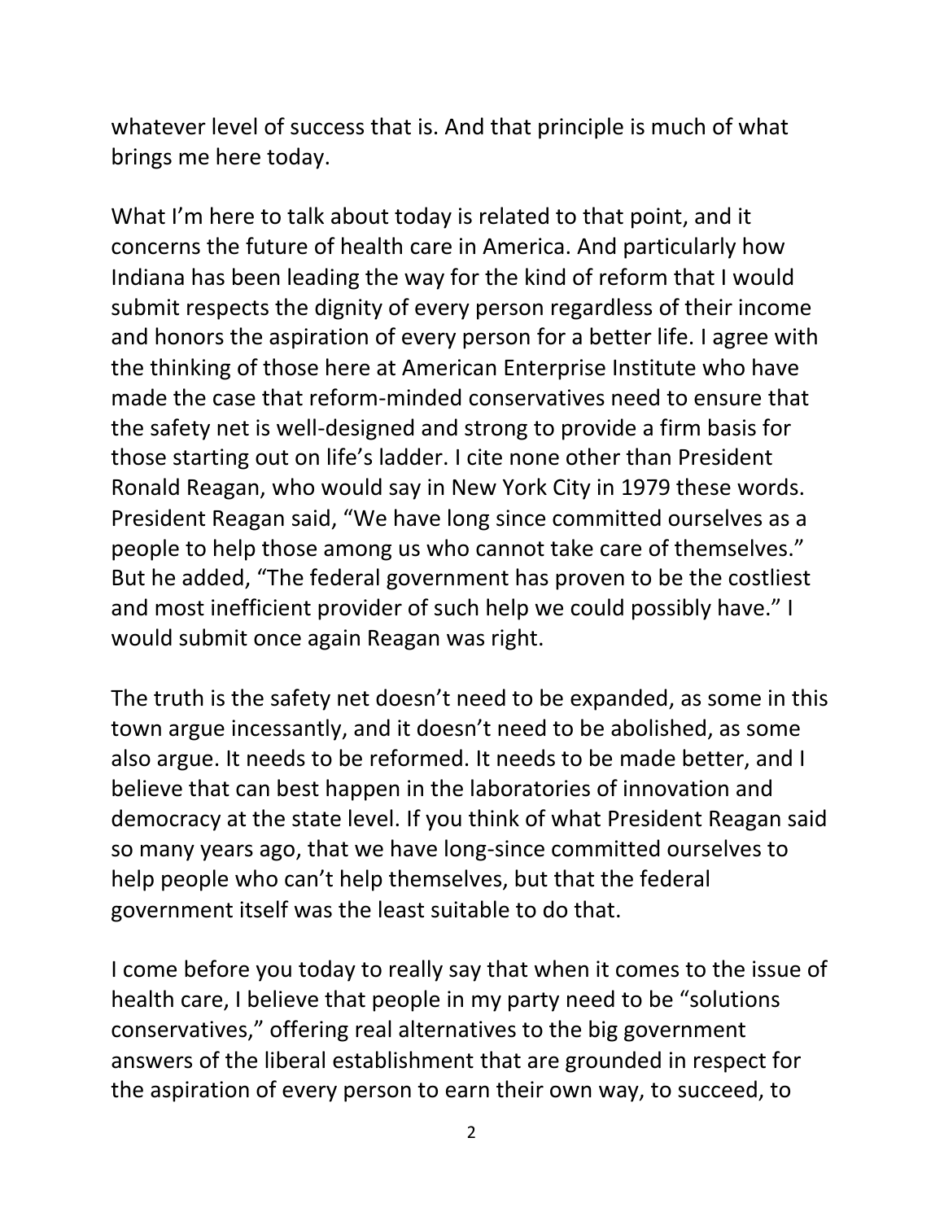whatever level of success that is. And that principle is much of what brings me here today.

What I'm here to talk about today is related to that point, and it concerns the future of health care in America. And particularly how Indiana has been leading the way for the kind of reform that I would submit respects the dignity of every person regardless of their income and honors the aspiration of every person for a better life. I agree with the thinking of those here at American Enterprise Institute who have made the case that reform-minded conservatives need to ensure that the safety net is well-designed and strong to provide a firm basis for those starting out on life's ladder. I cite none other than President Ronald Reagan, who would say in New York City in 1979 these words. President Reagan said, "We have long since committed ourselves as a people to help those among us who cannot take care of themselves." But he added, "The federal government has proven to be the costliest and most inefficient provider of such help we could possibly have." I would submit once again Reagan was right.

The truth is the safety net doesn't need to be expanded, as some in this town argue incessantly, and it doesn't need to be abolished, as some also argue. It needs to be reformed. It needs to be made better, and I believe that can best happen in the laboratories of innovation and democracy at the state level. If you think of what President Reagan said so many years ago, that we have long-since committed ourselves to help people who can't help themselves, but that the federal government itself was the least suitable to do that.

I come before you today to really say that when it comes to the issue of health care, I believe that people in my party need to be "solutions conservatives," offering real alternatives to the big government answers of the liberal establishment that are grounded in respect for the aspiration of every person to earn their own way, to succeed, to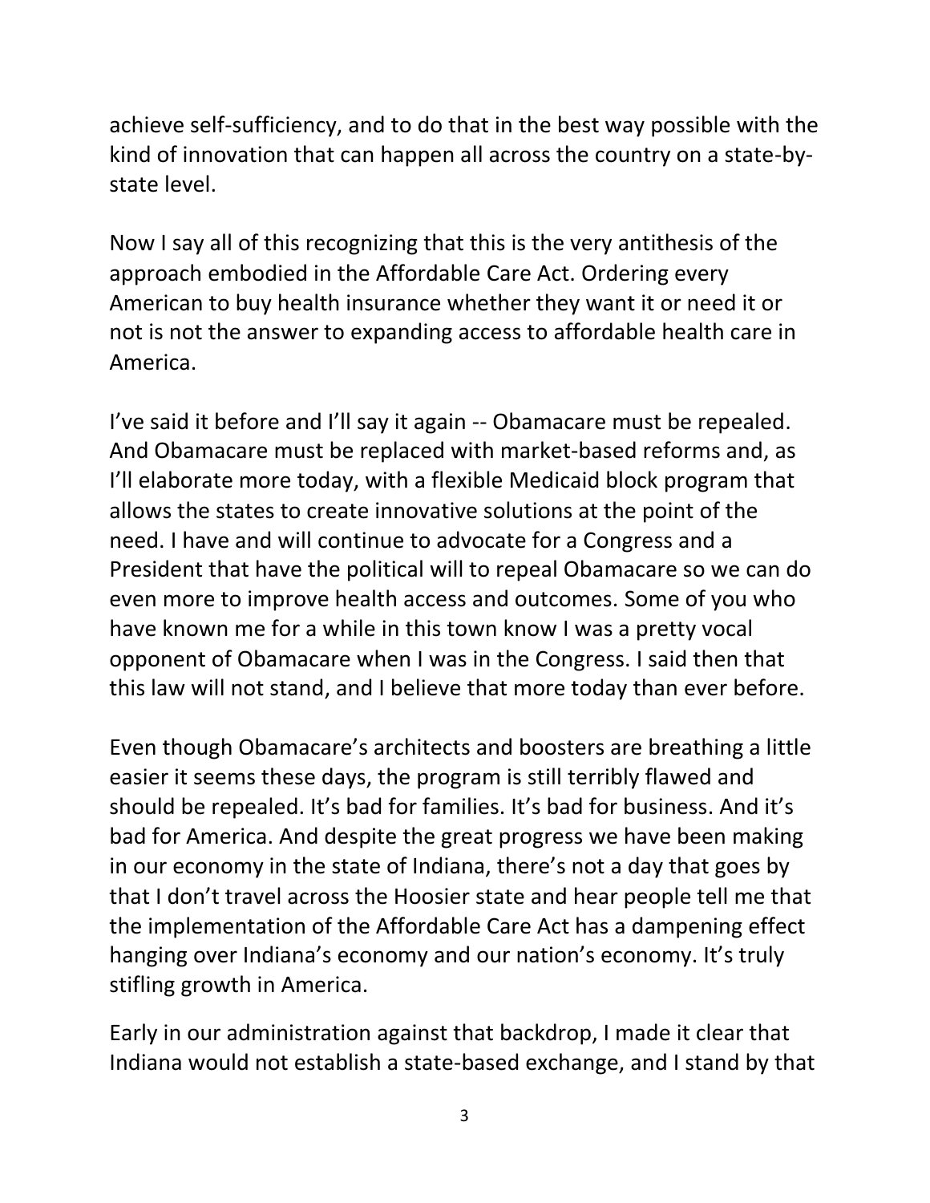achieve self-sufficiency, and to do that in the best way possible with the kind of innovation that can happen all across the country on a state-by-state level.

Now I say all of this recognizing that this is the very antithesis of the approach embodied in the Affordable Care Act. Ordering every American to buy health insurance whether they want it or need it or not is not the answer to expanding access to affordable health care in America.

I've said it before and I'll say it again -- Obamacare must be repealed. And Obamacare must be replaced with market-based reforms and, as I'll elaborate more today, with a flexible Medicaid block program that allows the states to create innovative solutions at the point of the need. I have and will continue to advocate for a Congress and a President that have the political will to repeal Obamacare so we can do even more to improve health access and outcomes. Some of you who have known me for a while in this town know I was a pretty vocal opponent of Obamacare when I was in the Congress. I said then that this law will not stand, and I believe that more today than ever before.

Even though Obamacare's architects and boosters are breathing a little easier it seems these days, the program is still terribly flawed and should be repealed. It's bad for families. It's bad for business. And it's bad for America. And despite the great progress we have been making in our economy in the state of Indiana, there's not a day that goes by that I don't travel across the Hoosier state and hear people tell me that the implementation of the Affordable Care Act has a dampening effect hanging over Indiana's economy and our nation's economy. It's truly stifling growth in America.

Early in our administration against that backdrop, I made it clear that Indiana would not establish a state-based exchange, and I stand by that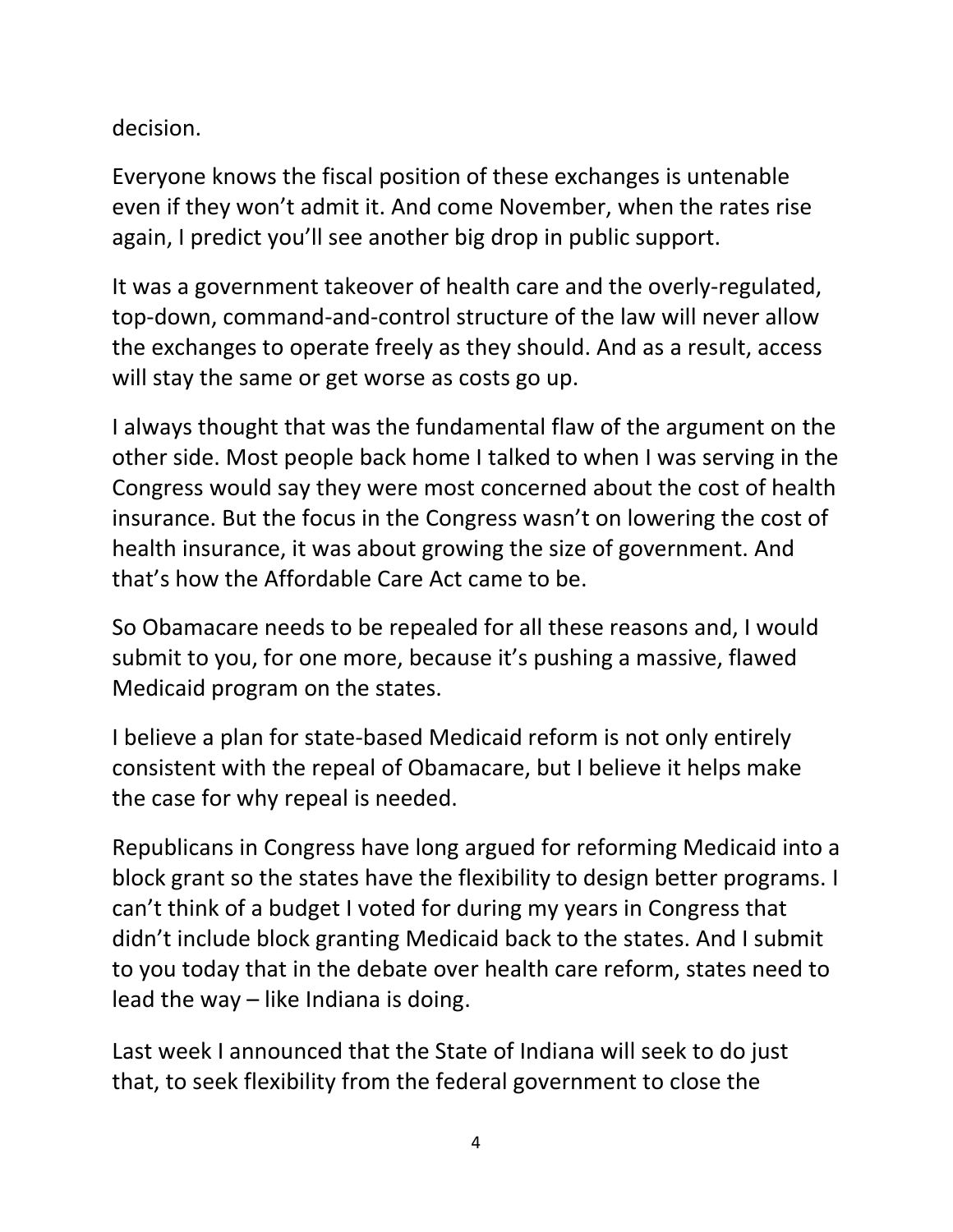decision.

Everyone knows the fiscal position of these exchanges is untenable even if they won't admit it. And come November, when the rates rise again, I predict you'll see another big drop in public support.

It was a government takeover of health care and the overly-regulated, top-down, command-and-control structure of the law will never allow the exchanges to operate freely as they should. And as a result, access will stay the same or get worse as costs go up.

I always thought that was the fundamental flaw of the argument on the other side. Most people back home I talked to when I was serving in the Congress would say they were most concerned about the cost of health insurance. But the focus in the Congress wasn't on lowering the cost of health insurance, it was about growing the size of government. And that's how the Affordable Care Act came to be.

So Obamacare needs to be repealed for all these reasons and, I would submit to you, for one more, because it's pushing a massive, flawed Medicaid program on the states.

I believe a plan for state-based Medicaid reform is not only entirely consistent with the repeal of Obamacare, but I believe it helps make the case for why repeal is needed.

Republicans in Congress have long argued for reforming Medicaid into a block grant so the states have the flexibility to design better programs. I can't think of a budget I voted for during my years in Congress that didn't include block granting Medicaid back to the states. And I submit to you today that in the debate over health care reform, states need to lead the way – like Indiana is doing.

Last week I announced that the State of Indiana will seek to do just that, to seek flexibility from the federal government to close the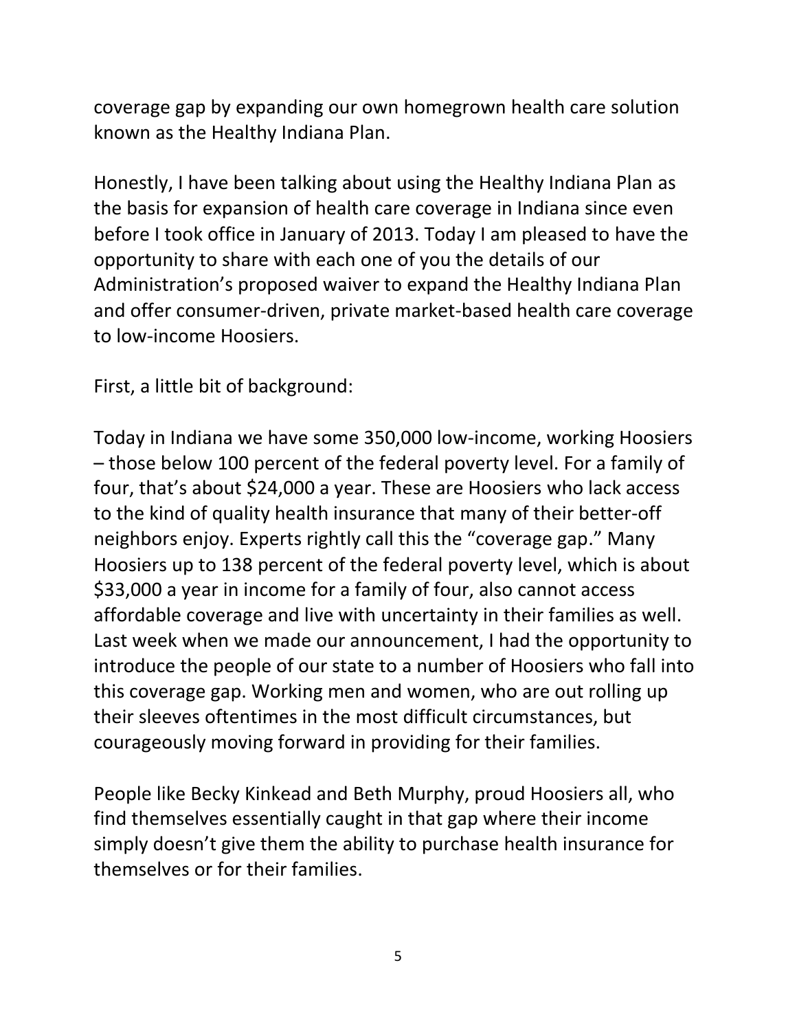coverage gap by expanding our own homegrown health care solution known as the Healthy Indiana Plan.

Honestly, I have been talking about using the Healthy Indiana Plan as the basis for expansion of health care coverage in Indiana since even before I took office in January of 2013. Today I am pleased to have the opportunity to share with each one of you the details of our Administration's proposed waiver to expand the Healthy Indiana Plan and offer consumer-driven, private market-based health care coverage to low-income Hoosiers.

First, a little bit of background:

Today in Indiana we have some 350,000 low-income, working Hoosiers – those below 100 percent of the federal poverty level. For a family of four, that's about $24,000 a year. These are Hoosiers who lack access to the kind of quality health insurance that many of their better-off neighbors enjoy. Experts rightly call this the "coverage gap." Many Hoosiers up to 138 percent of the federal poverty level, which is about $33,000 a year in income for a family of four, also cannot access affordable coverage and live with uncertainty in their families as well. Last week when we made our announcement, I had the opportunity to introduce the people of our state to a number of Hoosiers who fall into this coverage gap. Working men and women, who are out rolling up their sleeves oftentimes in the most difficult circumstances, but courageously moving forward in providing for their families.

People like Becky Kinkead and Beth Murphy, proud Hoosiers all, who find themselves essentially caught in that gap where their income simply doesn't give them the ability to purchase health insurance for themselves or for their families.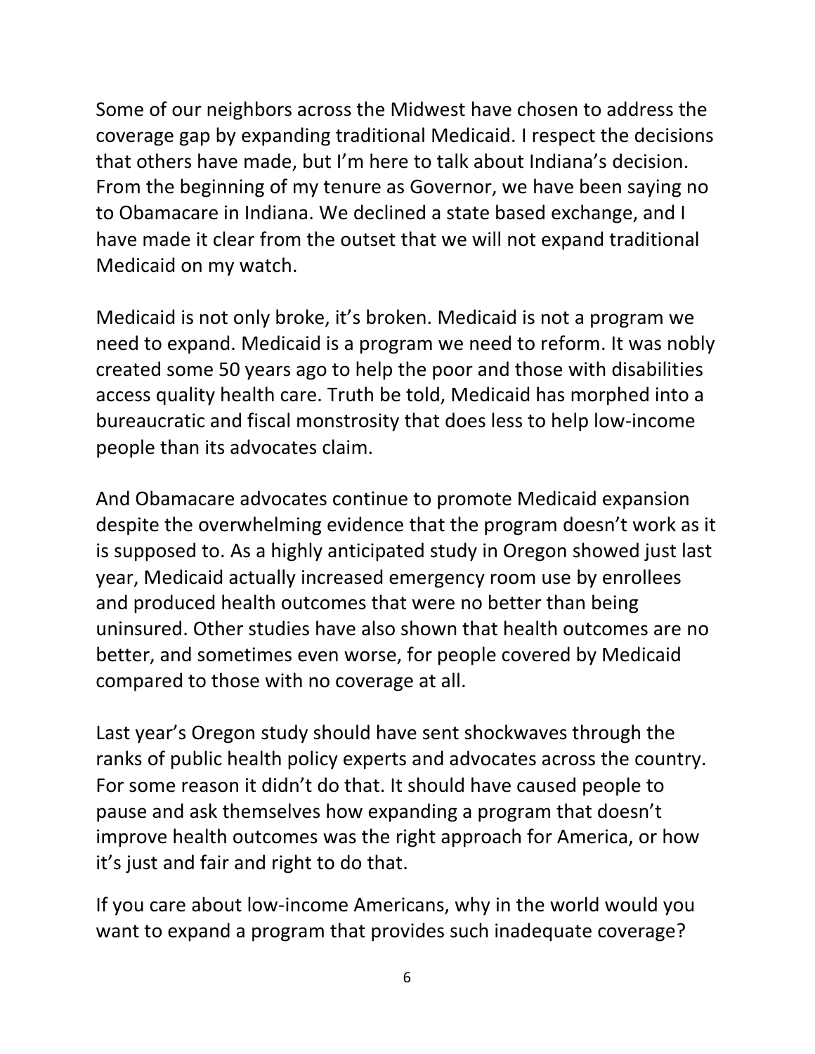Some of our neighbors across the Midwest have chosen to address the coverage gap by expanding traditional Medicaid. I respect the decisions that others have made, but I'm here to talk about Indiana's decision. From the beginning of my tenure as Governor, we have been saying no to Obamacare in Indiana. We declined a state based exchange, and I have made it clear from the outset that we will not expand traditional Medicaid on my watch.

Medicaid is not only broke, it's broken. Medicaid is not a program we need to expand. Medicaid is a program we need to reform. It was nobly created some 50 years ago to help the poor and those with disabilities access quality health care. Truth be told, Medicaid has morphed into a bureaucratic and fiscal monstrosity that does less to help low-income people than its advocates claim.

And Obamacare advocates continue to promote Medicaid expansion despite the overwhelming evidence that the program doesn't work as it is supposed to. As a highly anticipated study in Oregon showed just last year, Medicaid actually increased emergency room use by enrollees and produced health outcomes that were no better than being uninsured. Other studies have also shown that health outcomes are no better, and sometimes even worse, for people covered by Medicaid compared to those with no coverage at all.

Last year's Oregon study should have sent shockwaves through the ranks of public health policy experts and advocates across the country. For some reason it didn't do that. It should have caused people to pause and ask themselves how expanding a program that doesn't improve health outcomes was the right approach for America, or how it's just and fair and right to do that.

If you care about low-income Americans, why in the world would you want to expand a program that provides such inadequate coverage?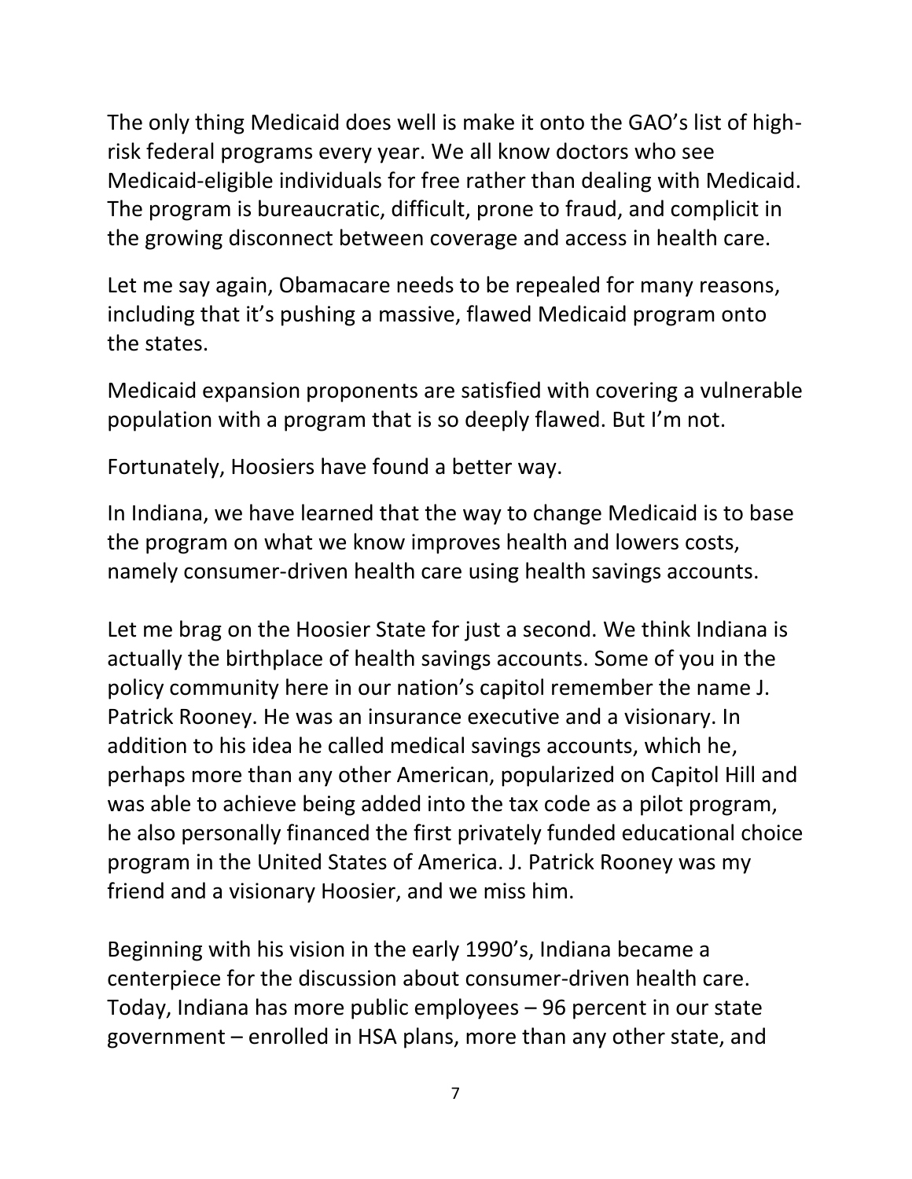The only thing Medicaid does well is make it onto the GAO's list of high-risk federal programs every year. We all know doctors who see Medicaid-eligible individuals for free rather than dealing with Medicaid. The program is bureaucratic, difficult, prone to fraud, and complicit in the growing disconnect between coverage and access in health care.

Let me say again, Obamacare needs to be repealed for many reasons, including that it's pushing a massive, flawed Medicaid program onto the states.

Medicaid expansion proponents are satisfied with covering a vulnerable population with a program that is so deeply flawed. But I'm not.

Fortunately, Hoosiers have found a better way.

In Indiana, we have learned that the way to change Medicaid is to base the program on what we know improves health and lowers costs, namely consumer-driven health care using health savings accounts.

Let me brag on the Hoosier State for just a second. We think Indiana is actually the birthplace of health savings accounts. Some of you in the policy community here in our nation's capitol remember the name J. Patrick Rooney. He was an insurance executive and a visionary. In addition to his idea he called medical savings accounts, which he, perhaps more than any other American, popularized on Capitol Hill and was able to achieve being added into the tax code as a pilot program, he also personally financed the first privately funded educational choice program in the United States of America. J. Patrick Rooney was my friend and a visionary Hoosier, and we miss him.

Beginning with his vision in the early 1990's, Indiana became a centerpiece for the discussion about consumer-driven health care. Today, Indiana has more public employees – 96 percent in our state government – enrolled in HSA plans, more than any other state, and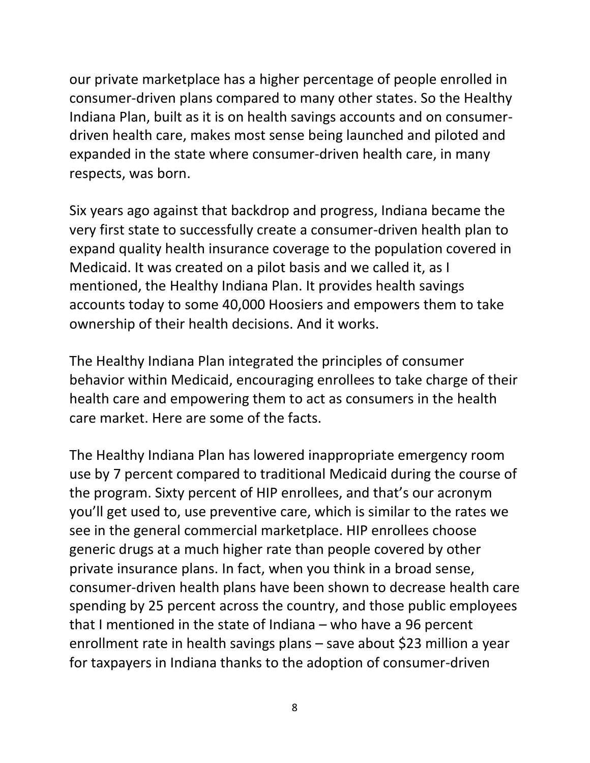our private marketplace has a higher percentage of people enrolled in consumer-driven plans compared to many other states. So the Healthy Indiana Plan, built as it is on health savings accounts and on consumer-driven health care, makes most sense being launched and piloted and expanded in the state where consumer-driven health care, in many respects, was born.

Six years ago against that backdrop and progress, Indiana became the very first state to successfully create a consumer-driven health plan to expand quality health insurance coverage to the population covered in Medicaid. It was created on a pilot basis and we called it, as I mentioned, the Healthy Indiana Plan. It provides health savings accounts today to some 40,000 Hoosiers and empowers them to take ownership of their health decisions. And it works.

The Healthy Indiana Plan integrated the principles of consumer behavior within Medicaid, encouraging enrollees to take charge of their health care and empowering them to act as consumers in the health care market. Here are some of the facts.

The Healthy Indiana Plan has lowered inappropriate emergency room use by 7 percent compared to traditional Medicaid during the course of the program. Sixty percent of HIP enrollees, and that's our acronym you'll get used to, use preventive care, which is similar to the rates we see in the general commercial marketplace. HIP enrollees choose generic drugs at a much higher rate than people covered by other private insurance plans. In fact, when you think in a broad sense, consumer-driven health plans have been shown to decrease health care spending by 25 percent across the country, and those public employees that I mentioned in the state of Indiana – who have a 96 percent enrollment rate in health savings plans – save about $23 million a year for taxpayers in Indiana thanks to the adoption of consumer-driven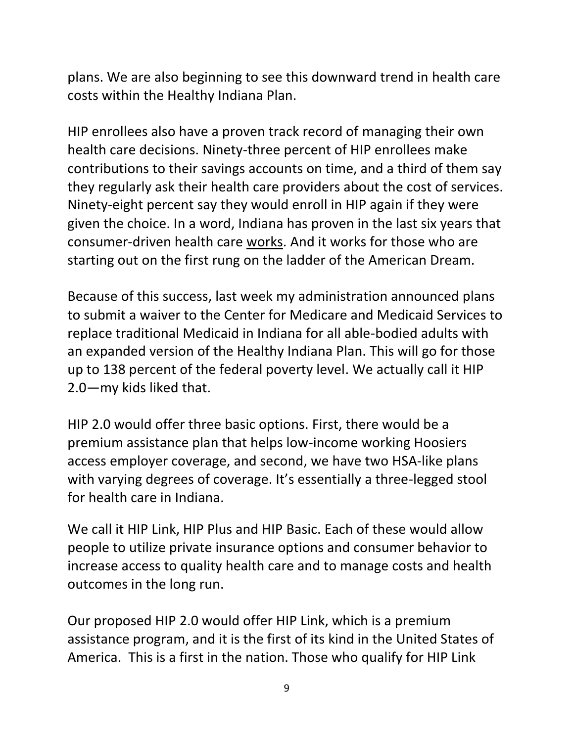plans. We are also beginning to see this downward trend in health care costs within the Healthy Indiana Plan.

HIP enrollees also have a proven track record of managing their own health care decisions. Ninety-three percent of HIP enrollees make contributions to their savings accounts on time, and a third of them say they regularly ask their health care providers about the cost of services. Ninety-eight percent say they would enroll in HIP again if they were given the choice. In a word, Indiana has proven in the last six years that consumer-driven health care <u>works</u>. And it works for those who are starting out on the first rung on the ladder of the American Dream.

Because of this success, last week my administration announced plans to submit a waiver to the Center for Medicare and Medicaid Services to replace traditional Medicaid in Indiana for all able-bodied adults with an expanded version of the Healthy Indiana Plan. This will go for those up to 138 percent of the federal poverty level. We actually call it HIP 2.0—my kids liked that.

HIP 2.0 would offer three basic options. First, there would be a premium assistance plan that helps low-income working Hoosiers access employer coverage, and second, we have two HSA-like plans with varying degrees of coverage. It's essentially a three-legged stool for health care in Indiana.

We call it HIP Link, HIP Plus and HIP Basic. Each of these would allow people to utilize private insurance options and consumer behavior to increase access to quality health care and to manage costs and health outcomes in the long run.

Our proposed HIP 2.0 would offer HIP Link, which is a premium assistance program, and it is the first of its kind in the United States of America. This is a first in the nation. Those who qualify for HIP Link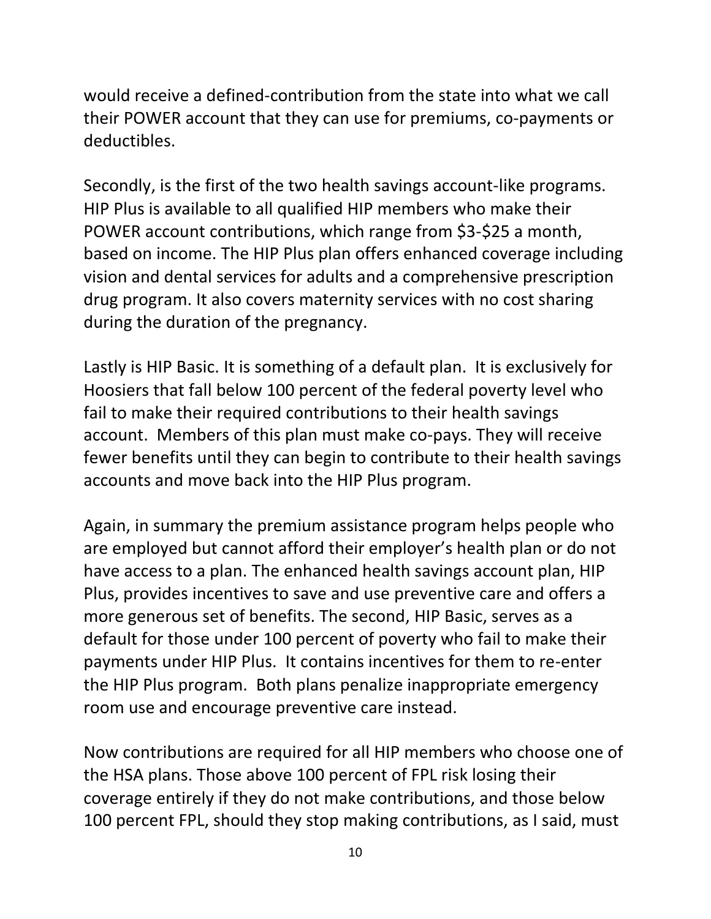would receive a defined-contribution from the state into what we call their POWER account that they can use for premiums, co-payments or deductibles.

Secondly, is the first of the two health savings account-like programs. HIP Plus is available to all qualified HIP members who make their POWER account contributions, which range from $3-$25 a month, based on income. The HIP Plus plan offers enhanced coverage including vision and dental services for adults and a comprehensive prescription drug program. It also covers maternity services with no cost sharing during the duration of the pregnancy.

Lastly is HIP Basic. It is something of a default plan. It is exclusively for Hoosiers that fall below 100 percent of the federal poverty level who fail to make their required contributions to their health savings account. Members of this plan must make co-pays. They will receive fewer benefits until they can begin to contribute to their health savings accounts and move back into the HIP Plus program.

Again, in summary the premium assistance program helps people who are employed but cannot afford their employer's health plan or do not have access to a plan. The enhanced health savings account plan, HIP Plus, provides incentives to save and use preventive care and offers a more generous set of benefits. The second, HIP Basic, serves as a default for those under 100 percent of poverty who fail to make their payments under HIP Plus. It contains incentives for them to re-enter the HIP Plus program. Both plans penalize inappropriate emergency room use and encourage preventive care instead.

Now contributions are required for all HIP members who choose one of the HSA plans. Those above 100 percent of FPL risk losing their coverage entirely if they do not make contributions, and those below 100 percent FPL, should they stop making contributions, as I said, must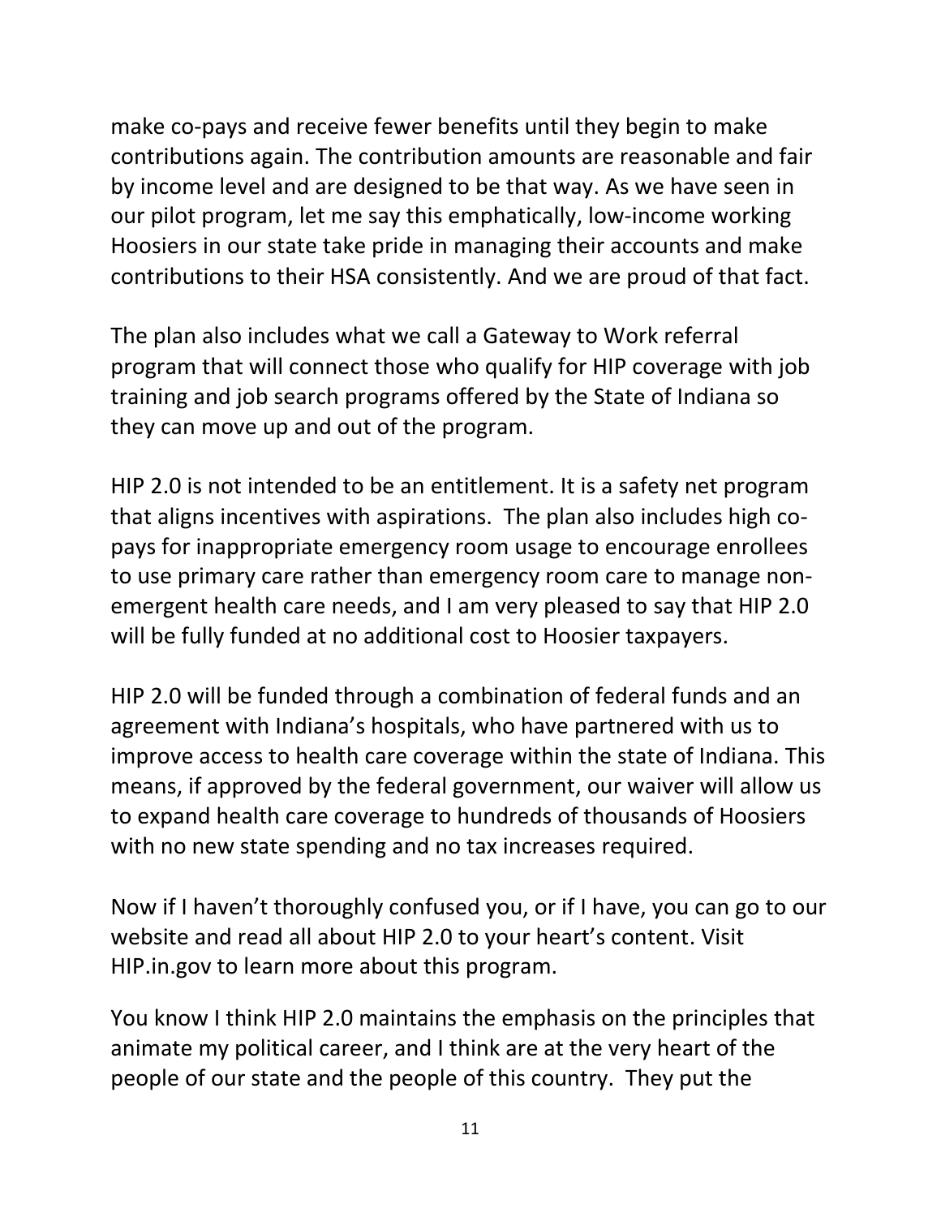make co-pays and receive fewer benefits until they begin to make contributions again. The contribution amounts are reasonable and fair by income level and are designed to be that way. As we have seen in our pilot program, let me say this emphatically, low-income working Hoosiers in our state take pride in managing their accounts and make contributions to their HSA consistently. And we are proud of that fact.

The plan also includes what we call a Gateway to Work referral program that will connect those who qualify for HIP coverage with job training and job search programs offered by the State of Indiana so they can move up and out of the program.

HIP 2.0 is not intended to be an entitlement. It is a safety net program that aligns incentives with aspirations. The plan also includes high co-pays for inappropriate emergency room usage to encourage enrollees to use primary care rather than emergency room care to manage non-emergent health care needs, and I am very pleased to say that HIP 2.0 will be fully funded at no additional cost to Hoosier taxpayers.

HIP 2.0 will be funded through a combination of federal funds and an agreement with Indiana's hospitals, who have partnered with us to improve access to health care coverage within the state of Indiana. This means, if approved by the federal government, our waiver will allow us to expand health care coverage to hundreds of thousands of Hoosiers with no new state spending and no tax increases required.

Now if I haven't thoroughly confused you, or if I have, you can go to our website and read all about HIP 2.0 to your heart's content. Visit HIP.in.gov to learn more about this program.

You know I think HIP 2.0 maintains the emphasis on the principles that animate my political career, and I think are at the very heart of the people of our state and the people of this country. They put the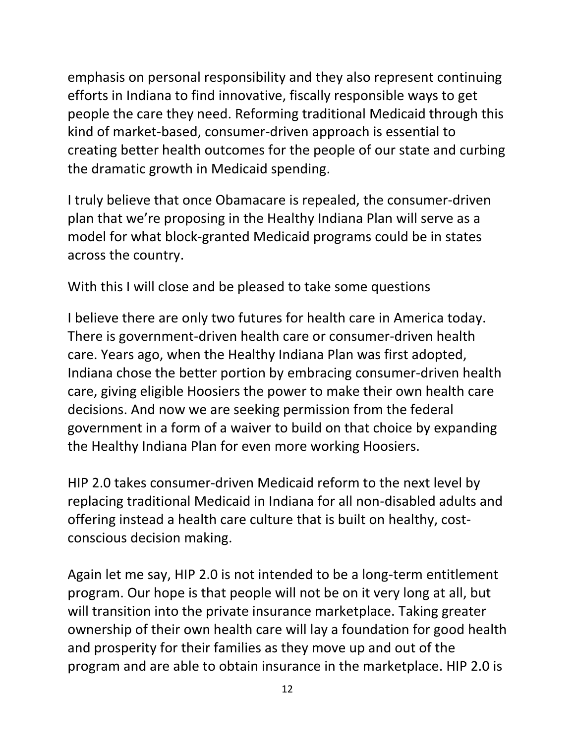emphasis on personal responsibility and they also represent continuing efforts in Indiana to find innovative, fiscally responsible ways to get people the care they need. Reforming traditional Medicaid through this kind of market-based, consumer-driven approach is essential to creating better health outcomes for the people of our state and curbing the dramatic growth in Medicaid spending.

I truly believe that once Obamacare is repealed, the consumer-driven plan that we're proposing in the Healthy Indiana Plan will serve as a model for what block-granted Medicaid programs could be in states across the country.

With this I will close and be pleased to take some questions

I believe there are only two futures for health care in America today. There is government-driven health care or consumer-driven health care. Years ago, when the Healthy Indiana Plan was first adopted, Indiana chose the better portion by embracing consumer-driven health care, giving eligible Hoosiers the power to make their own health care decisions. And now we are seeking permission from the federal government in a form of a waiver to build on that choice by expanding the Healthy Indiana Plan for even more working Hoosiers.

HIP 2.0 takes consumer-driven Medicaid reform to the next level by replacing traditional Medicaid in Indiana for all non-disabled adults and offering instead a health care culture that is built on healthy, cost-conscious decision making.

Again let me say, HIP 2.0 is not intended to be a long-term entitlement program. Our hope is that people will not be on it very long at all, but will transition into the private insurance marketplace. Taking greater ownership of their own health care will lay a foundation for good health and prosperity for their families as they move up and out of the program and are able to obtain insurance in the marketplace. HIP 2.0 is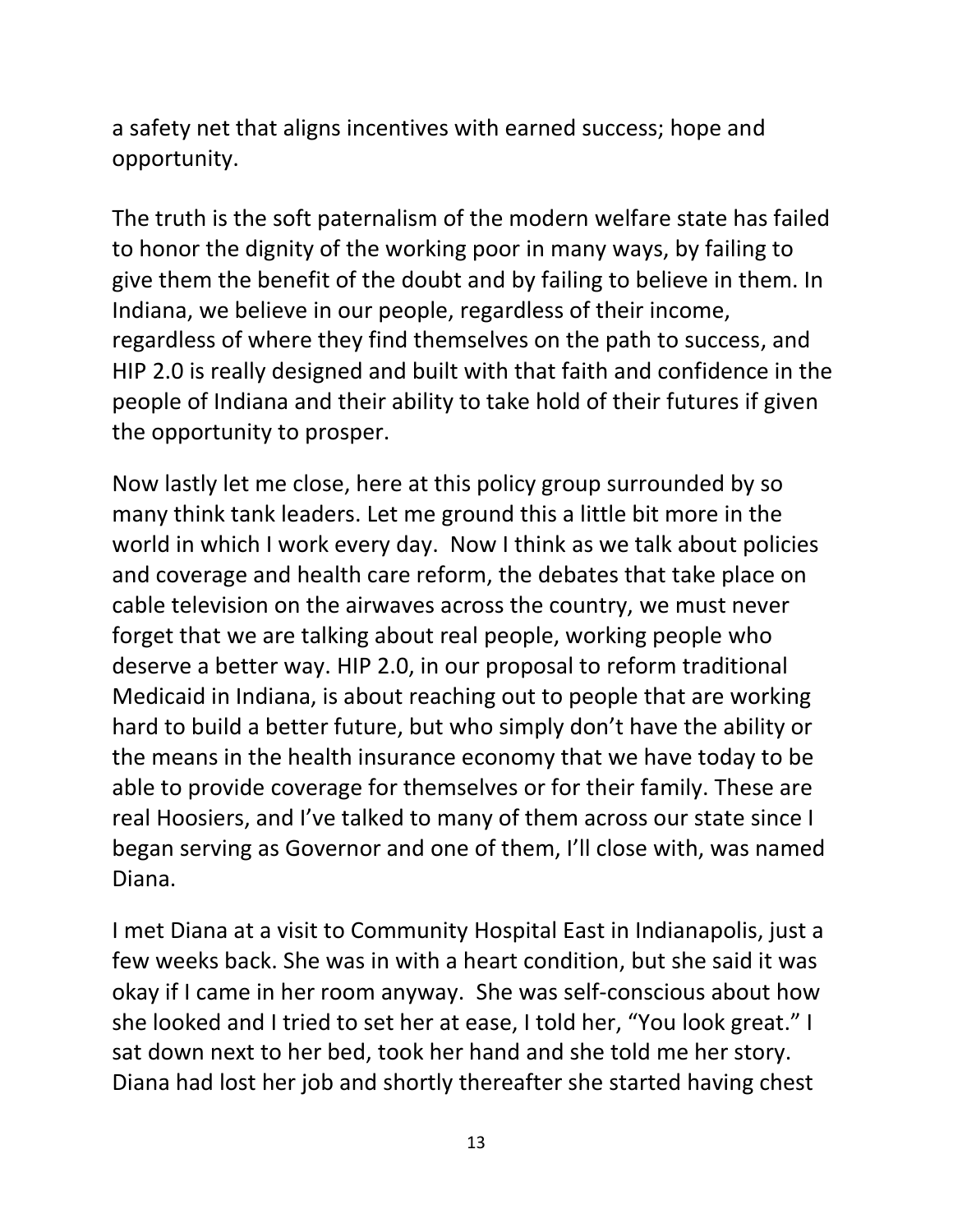a safety net that aligns incentives with earned success; hope and opportunity.

The truth is the soft paternalism of the modern welfare state has failed to honor the dignity of the working poor in many ways, by failing to give them the benefit of the doubt and by failing to believe in them. In Indiana, we believe in our people, regardless of their income, regardless of where they find themselves on the path to success, and HIP 2.0 is really designed and built with that faith and confidence in the people of Indiana and their ability to take hold of their futures if given the opportunity to prosper.

Now lastly let me close, here at this policy group surrounded by so many think tank leaders. Let me ground this a little bit more in the world in which I work every day. Now I think as we talk about policies and coverage and health care reform, the debates that take place on cable television on the airwaves across the country, we must never forget that we are talking about real people, working people who deserve a better way. HIP 2.0, in our proposal to reform traditional Medicaid in Indiana, is about reaching out to people that are working hard to build a better future, but who simply don't have the ability or the means in the health insurance economy that we have today to be able to provide coverage for themselves or for their family. These are real Hoosiers, and I've talked to many of them across our state since I began serving as Governor and one of them, I'll close with, was named Diana.

I met Diana at a visit to Community Hospital East in Indianapolis, just a few weeks back. She was in with a heart condition, but she said it was okay if I came in her room anyway. She was self-conscious about how she looked and I tried to set her at ease, I told her, "You look great." I sat down next to her bed, took her hand and she told me her story. Diana had lost her job and shortly thereafter she started having chest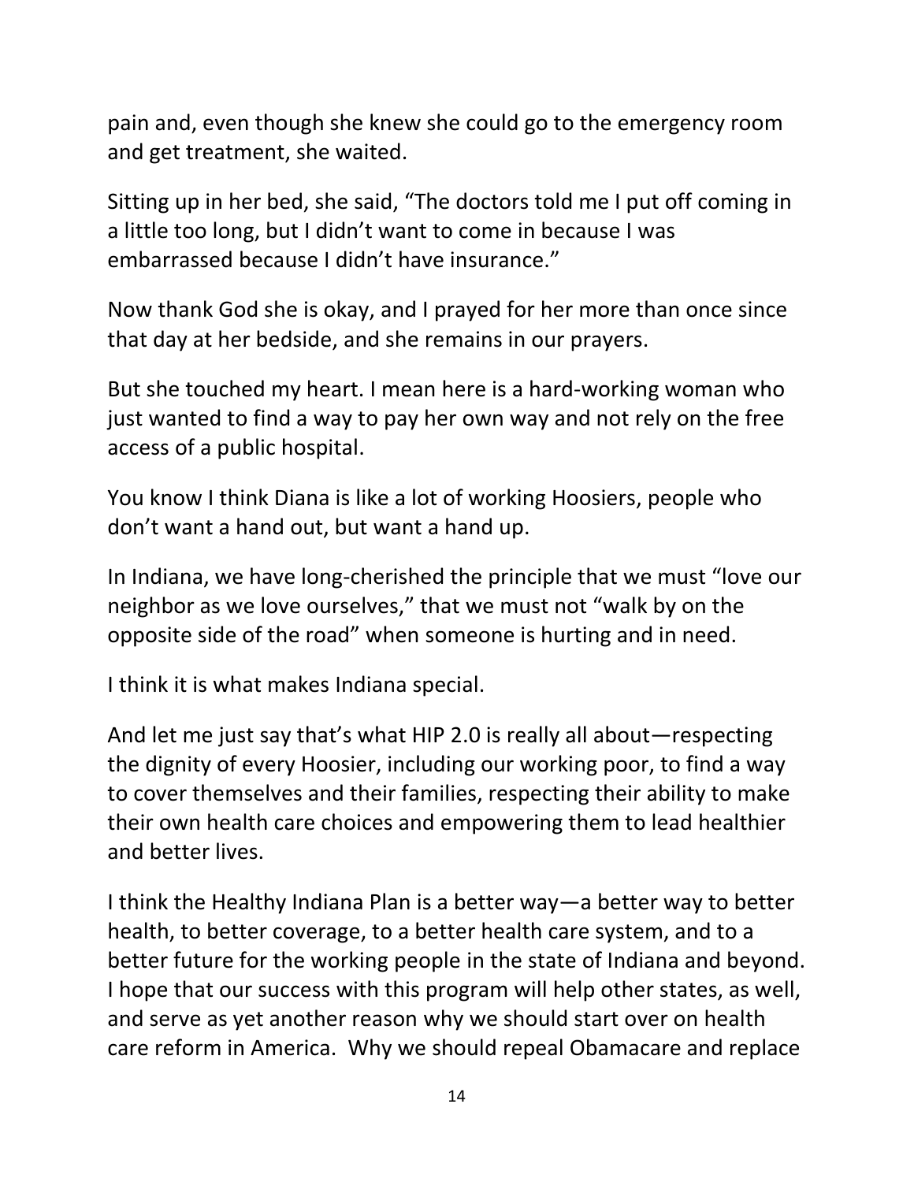pain and, even though she knew she could go to the emergency room and get treatment, she waited.

Sitting up in her bed, she said, “The doctors told me I put off coming in a little too long, but I didn’t want to come in because I was embarrassed because I didn’t have insurance.”

Now thank God she is okay, and I prayed for her more than once since that day at her bedside, and she remains in our prayers.

But she touched my heart. I mean here is a hard-working woman who just wanted to find a way to pay her own way and not rely on the free access of a public hospital.

You know I think Diana is like a lot of working Hoosiers, people who don’t want a hand out, but want a hand up.

In Indiana, we have long-cherished the principle that we must “love our neighbor as we love ourselves,” that we must not “walk by on the opposite side of the road” when someone is hurting and in need.

I think it is what makes Indiana special.

And let me just say that’s what HIP 2.0 is really all about—respecting the dignity of every Hoosier, including our working poor, to find a way to cover themselves and their families, respecting their ability to make their own health care choices and empowering them to lead healthier and better lives.

I think the Healthy Indiana Plan is a better way—a better way to better health, to better coverage, to a better health care system, and to a better future for the working people in the state of Indiana and beyond. I hope that our success with this program will help other states, as well, and serve as yet another reason why we should start over on health care reform in America. Why we should repeal Obamacare and replace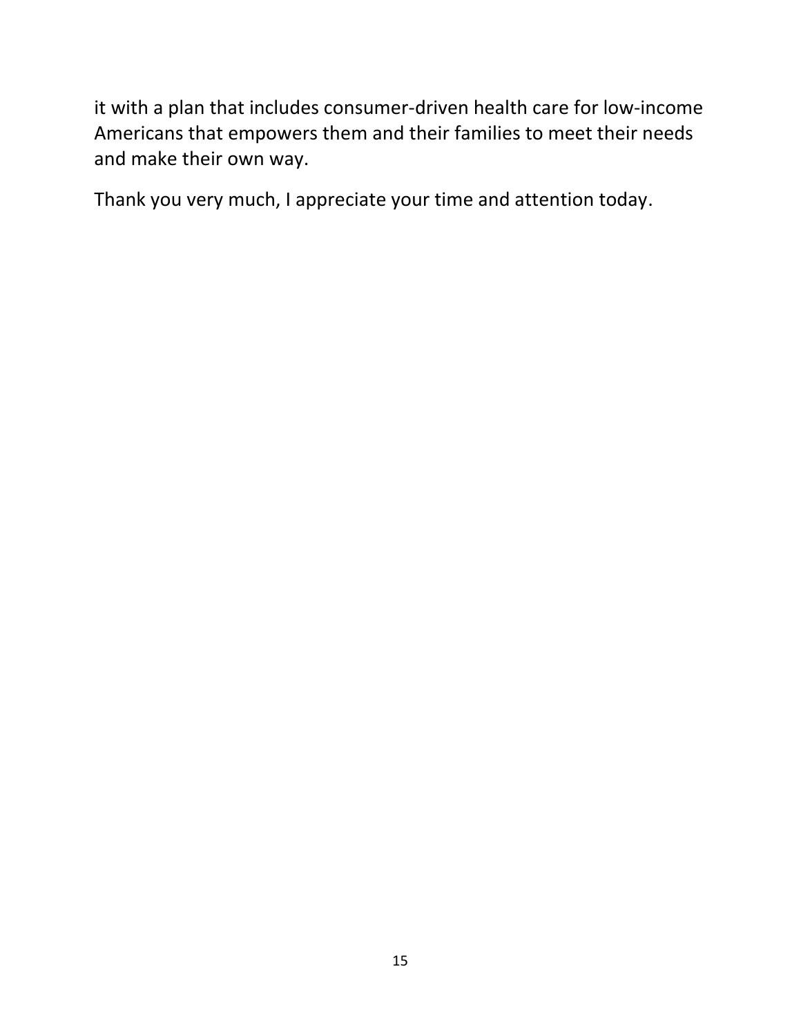it with a plan that includes consumer-driven health care for low-income Americans that empowers them and their families to meet their needs and make their own way.

Thank you very much, I appreciate your time and attention today.